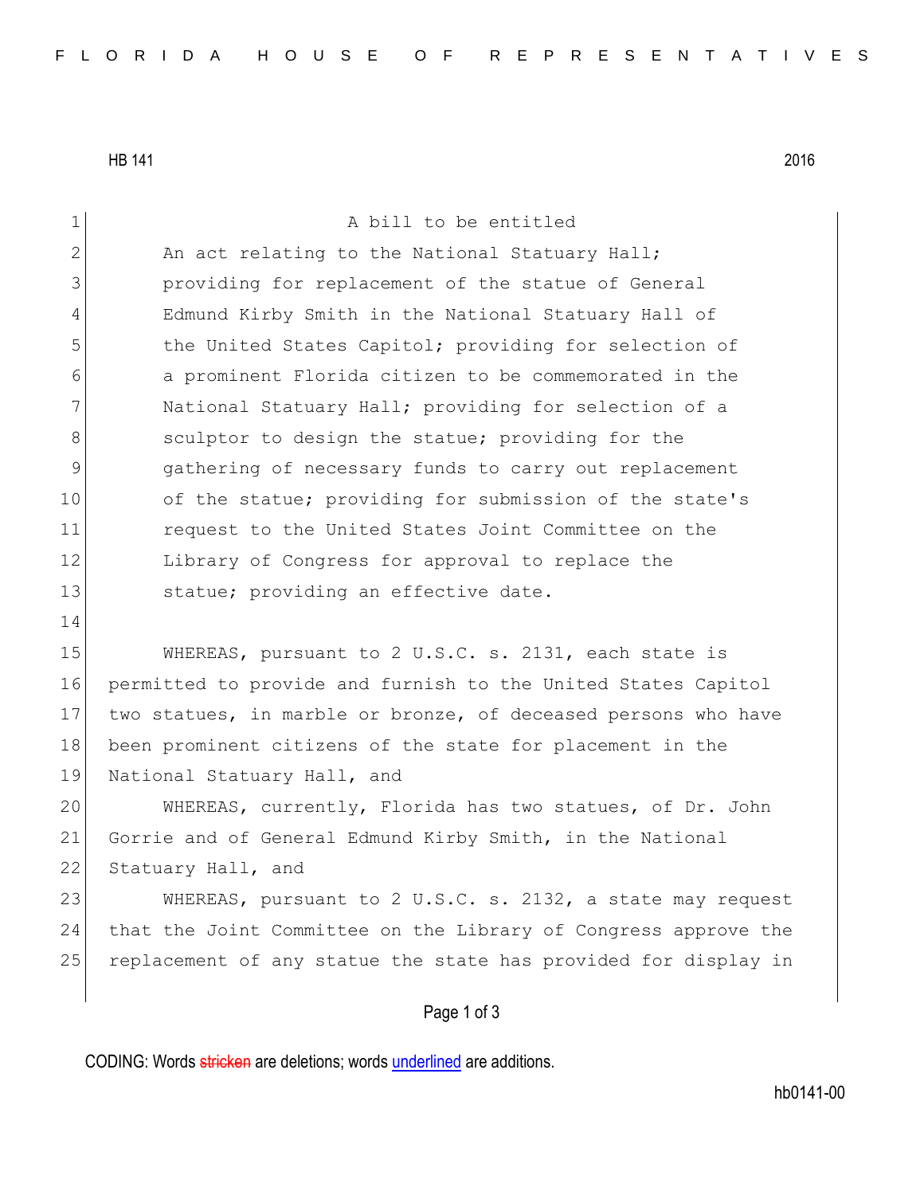HB 141 2016

A bill to be entitled

An act relating to the National Statuary Hall; providing for replacement of the statue of General Edmund Kirby Smith in the National Statuary Hall of the United States Capitol; providing for selection of a prominent Florida citizen to be commemorated in the National Statuary Hall; providing for selection of a sculptor to design the statue; providing for the gathering of necessary funds to carry out replacement of the statue; providing for submission of the state's request to the United States Joint Committee on the Library of Congress for approval to replace the statue; providing an effective date.

WHEREAS, pursuant to 2 U.S.C. s. 2131, each state is permitted to provide and furnish to the United States Capitol two statues, in marble or bronze, of deceased persons who have been prominent citizens of the state for placement in the National Statuary Hall, and

WHEREAS, currently, Florida has two statues, of Dr. John Gorrie and of General Edmund Kirby Smith, in the National Statuary Hall, and

WHEREAS, pursuant to 2 U.S.C. s. 2132, a state may request that the Joint Committee on the Library of Congress approve the replacement of any statue the state has provided for display in

CODING: Words stricken are deletions; words underlined are additions.

hb0141-00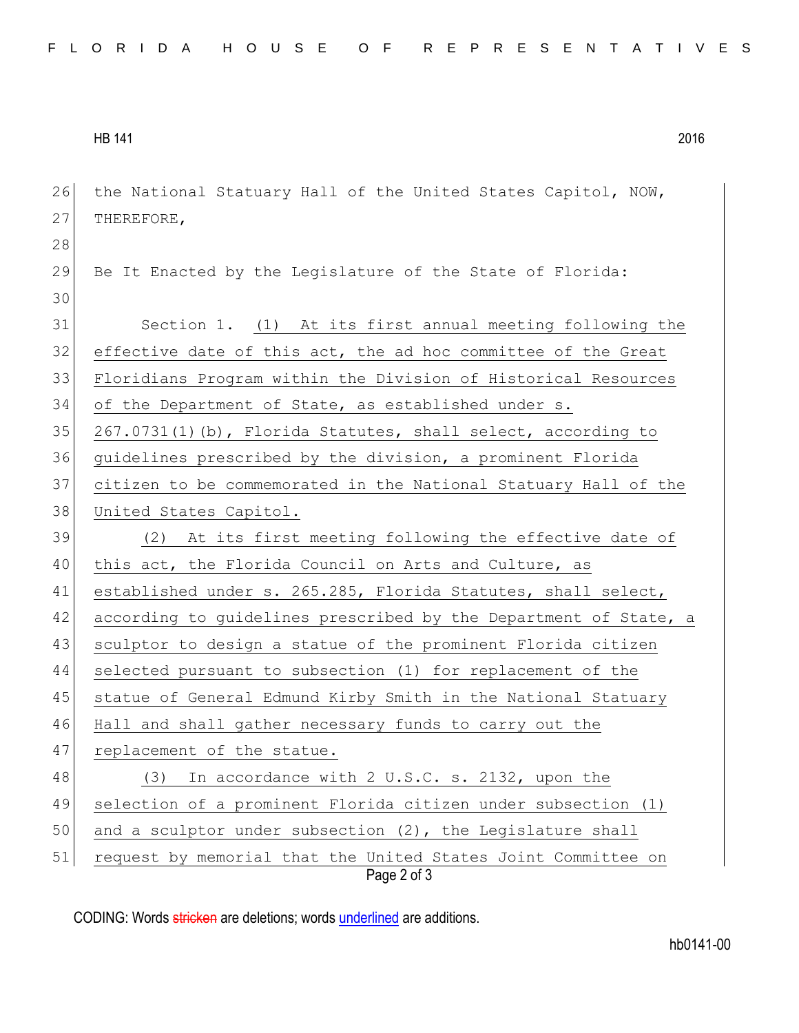the National Statuary Hall of the United States Capitol, NOW, THEREFORE,

Be It Enacted by the Legislature of the State of Florida:

Section 1. (1) At its first annual meeting following the effective date of this act, the ad hoc committee of the Great Floridians Program within the Division of Historical Resources of the Department of State, as established under s. 267.0731(1)(b), Florida Statutes, shall select, according to guidelines prescribed by the division, a prominent Florida citizen to be commemorated in the National Statuary Hall of the United States Capitol.

(2) At its first meeting following the effective date of this act, the Florida Council on Arts and Culture, as established under s. 265.285, Florida Statutes, shall select, according to guidelines prescribed by the Department of State, a sculptor to design a statue of the prominent Florida citizen selected pursuant to subsection (1) for replacement of the statue of General Edmund Kirby Smith in the National Statuary Hall and shall gather necessary funds to carry out the replacement of the statue.

(3) In accordance with 2 U.S.C. s. 2132, upon the selection of a prominent Florida citizen under subsection (1) and a sculptor under subsection (2), the Legislature shall request by memorial that the United States Joint Committee on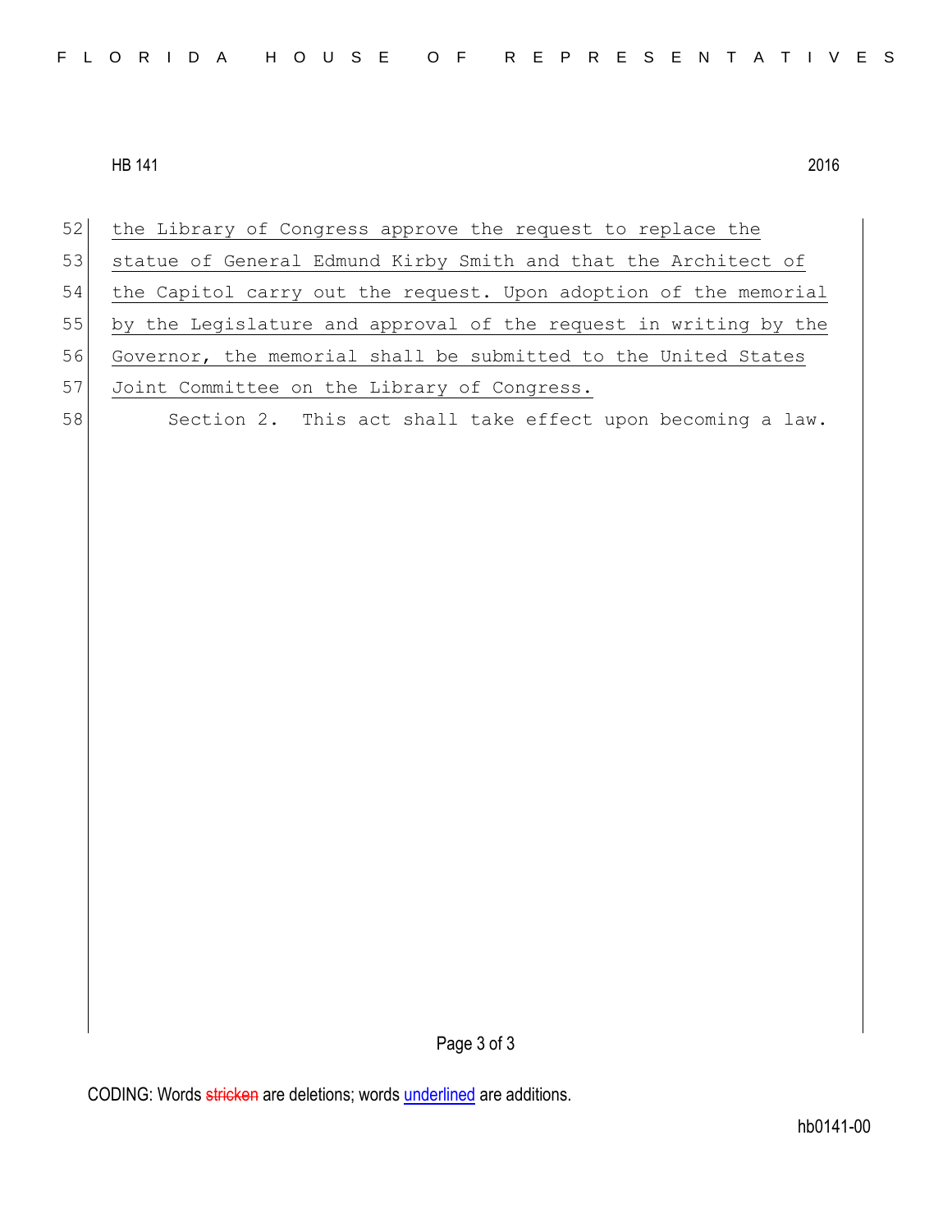52 the Library of Congress approve the request to replace the
53 statue of General Edmund Kirby Smith and that the Architect of
54 the Capitol carry out the request. Upon adoption of the memorial
55 by the Legislature and approval of the request in writing by the
56 Governor, the memorial shall be submitted to the United States
57 Joint Committee on the Library of Congress.
58 Section 2. This act shall take effect upon becoming a law.

CODING: Words ~~stricken~~ are deletions; words <u>underlined</u> are additions.